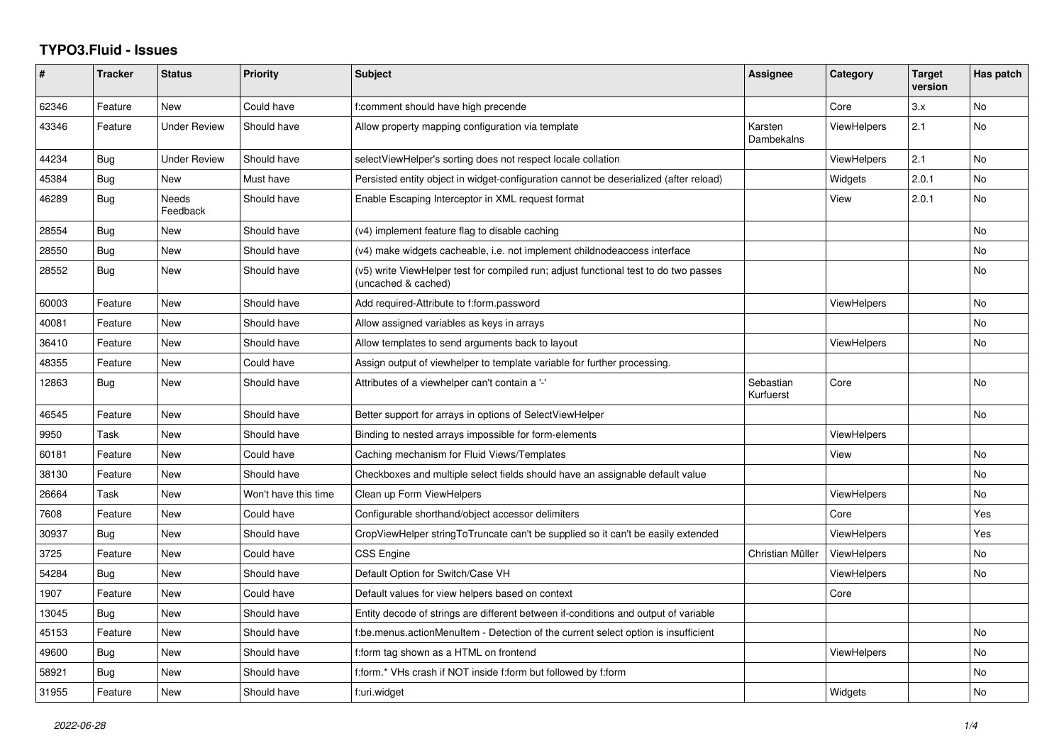# TYPO3.Fluid - Issues

| # | Tracker | Status | Priority | Subject | Assignee | Category | Target version | Has patch |
|---|---|---|---|---|---|---|---|---|
| 62346 | Feature | New | Could have | f:comment should have high precende | | Core | 3.x | No |
| 43346 | Feature | Under Review | Should have | Allow property mapping configuration via template | Karsten Dambekalns | ViewHelpers | 2.1 | No |
| 44234 | Bug | Under Review | Should have | selectViewHelper's sorting does not respect locale collation | | ViewHelpers | 2.1 | No |
| 45384 | Bug | New | Must have | Persisted entity object in widget-configuration cannot be deserialized (after reload) | | Widgets | 2.0.1 | No |
| 46289 | Bug | Needs Feedback | Should have | Enable Escaping Interceptor in XML request format | | View | 2.0.1 | No |
| 28554 | Bug | New | Should have | (v4) implement feature flag to disable caching | | | | No |
| 28550 | Bug | New | Should have | (v4) make widgets cacheable, i.e. not implement childnodeaccess interface | | | | No |
| 28552 | Bug | New | Should have | (v5) write ViewHelper test for compiled run; adjust functional test to do two passes (uncached & cached) | | | | No |
| 60003 | Feature | New | Should have | Add required-Attribute to f:form.password | | ViewHelpers | | No |
| 40081 | Feature | New | Should have | Allow assigned variables as keys in arrays | | | | No |
| 36410 | Feature | New | Should have | Allow templates to send arguments back to layout | | ViewHelpers | | No |
| 48355 | Feature | New | Could have | Assign output of viewhelper to template variable for further processing. | | | | |
| 12863 | Bug | New | Should have | Attributes of a viewhelper can't contain a '-' | Sebastian Kurfuerst | Core | | No |
| 46545 | Feature | New | Should have | Better support for arrays in options of SelectViewHelper | | | | No |
| 9950 | Task | New | Should have | Binding to nested arrays impossible for form-elements | | ViewHelpers | | |
| 60181 | Feature | New | Could have | Caching mechanism for Fluid Views/Templates | | View | | No |
| 38130 | Feature | New | Should have | Checkboxes and multiple select fields should have an assignable default value | | | | No |
| 26664 | Task | New | Won't have this time | Clean up Form ViewHelpers | | ViewHelpers | | No |
| 7608 | Feature | New | Could have | Configurable shorthand/object accessor delimiters | | Core | | Yes |
| 30937 | Bug | New | Should have | CropViewHelper stringToTruncate can't be supplied so it can't be easily extended | | ViewHelpers | | Yes |
| 3725 | Feature | New | Could have | CSS Engine | Christian Müller | ViewHelpers | | No |
| 54284 | Bug | New | Should have | Default Option for Switch/Case VH | | ViewHelpers | | No |
| 1907 | Feature | New | Could have | Default values for view helpers based on context | | Core | | |
| 13045 | Bug | New | Should have | Entity decode of strings are different between if-conditions and output of variable | | | | |
| 45153 | Feature | New | Should have | f:be.menus.actionMenuItem - Detection of the current select option is insufficient | | | | No |
| 49600 | Bug | New | Should have | f:form tag shown as a HTML on frontend | | ViewHelpers | | No |
| 58921 | Bug | New | Should have | f:form.* VHs crash if NOT inside f:form but followed by f:form | | | | No |
| 31955 | Feature | New | Should have | f:uri.widget | | Widgets | | No |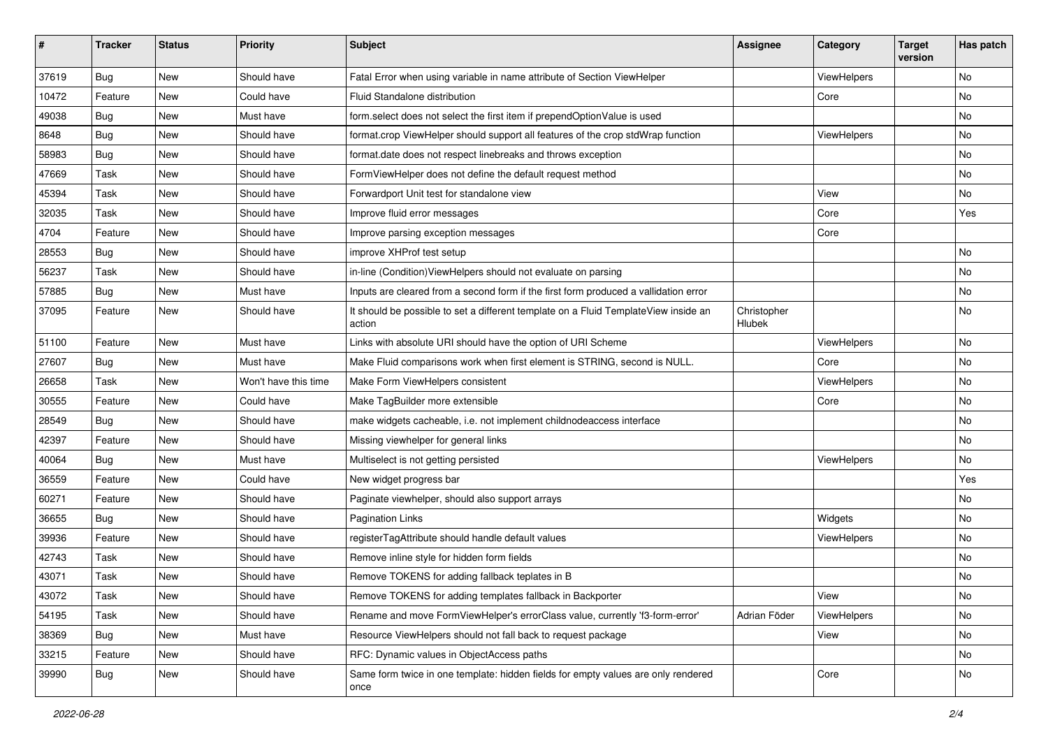| # | Tracker | Status | Priority | Subject | Assignee | Category | Target version | Has patch |
|---|---|---|---|---|---|---|---|---|
| 37619 | Bug | New | Should have | Fatal Error when using variable in name attribute of Section ViewHelper | | ViewHelpers | | No |
| 10472 | Feature | New | Could have | Fluid Standalone distribution | | Core | | No |
| 49038 | Bug | New | Must have | form.select does not select the first item if prependOptionValue is used | | | | No |
| 8648 | Bug | New | Should have | format.crop ViewHelper should support all features of the crop stdWrap function | | ViewHelpers | | No |
| 58983 | Bug | New | Should have | format.date does not respect linebreaks and throws exception | | | | No |
| 47669 | Task | New | Should have | FormViewHelper does not define the default request method | | | | No |
| 45394 | Task | New | Should have | Forwardport Unit test for standalone view | | View | | No |
| 32035 | Task | New | Should have | Improve fluid error messages | | Core | | Yes |
| 4704 | Feature | New | Should have | Improve parsing exception messages | | Core | | |
| 28553 | Bug | New | Should have | improve XHProf test setup | | | | No |
| 56237 | Task | New | Should have | in-line (Condition)ViewHelpers should not evaluate on parsing | | | | No |
| 57885 | Bug | New | Must have | Inputs are cleared from a second form if the first form produced a vallidation error | | | | No |
| 37095 | Feature | New | Should have | It should be possible to set a different template on a Fluid TemplateView inside an action | Christopher Hlubek | | | No |
| 51100 | Feature | New | Must have | Links with absolute URI should have the option of URI Scheme | | ViewHelpers | | No |
| 27607 | Bug | New | Must have | Make Fluid comparisons work when first element is STRING, second is NULL. | | Core | | No |
| 26658 | Task | New | Won't have this time | Make Form ViewHelpers consistent | | ViewHelpers | | No |
| 30555 | Feature | New | Could have | Make TagBuilder more extensible | | Core | | No |
| 28549 | Bug | New | Should have | make widgets cacheable, i.e. not implement childnodeaccess interface | | | | No |
| 42397 | Feature | New | Should have | Missing viewhelper for general links | | | | No |
| 40064 | Bug | New | Must have | Multiselect is not getting persisted | | ViewHelpers | | No |
| 36559 | Feature | New | Could have | New widget progress bar | | | | Yes |
| 60271 | Feature | New | Should have | Paginate viewhelper, should also support arrays | | | | No |
| 36655 | Bug | New | Should have | Pagination Links | | Widgets | | No |
| 39936 | Feature | New | Should have | registerTagAttribute should handle default values | | ViewHelpers | | No |
| 42743 | Task | New | Should have | Remove inline style for hidden form fields | | | | No |
| 43071 | Task | New | Should have | Remove TOKENS for adding fallback teplates in B | | | | No |
| 43072 | Task | New | Should have | Remove TOKENS for adding templates fallback in Backporter | | View | | No |
| 54195 | Task | New | Should have | Rename and move FormViewHelper's errorClass value, currently 'f3-form-error' | Adrian Föder | ViewHelpers | | No |
| 38369 | Bug | New | Must have | Resource ViewHelpers should not fall back to request package | | View | | No |
| 33215 | Feature | New | Should have | RFC: Dynamic values in ObjectAccess paths | | | | No |
| 39990 | Bug | New | Should have | Same form twice in one template: hidden fields for empty values are only rendered once | | Core | | No |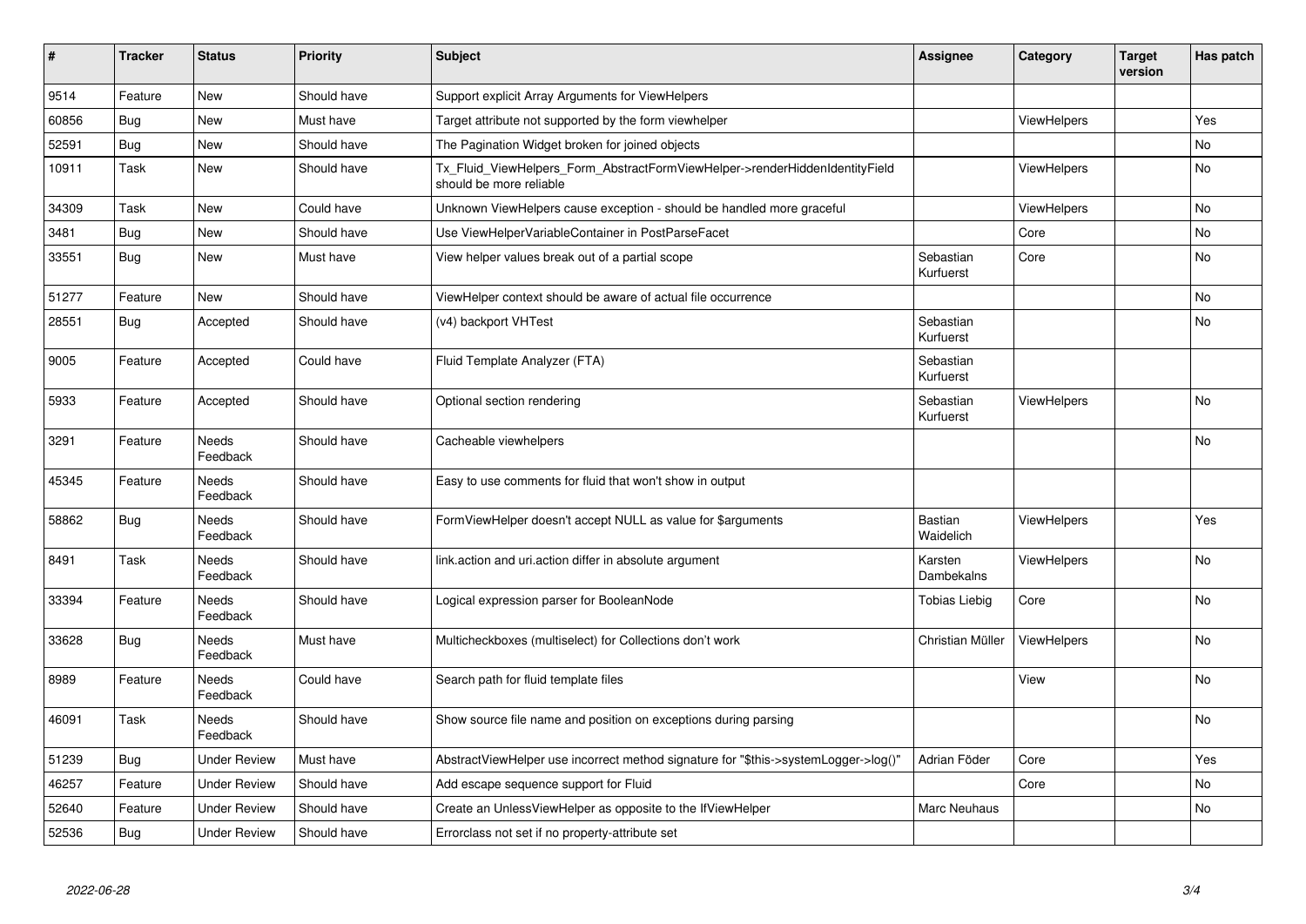| # | Tracker | Status | Priority | Subject | Assignee | Category | Target version | Has patch |
|---|---|---|---|---|---|---|---|---|
| 9514 | Feature | New | Should have | Support explicit Array Arguments for ViewHelpers | | | | |
| 60856 | Bug | New | Must have | Target attribute not supported by the form viewhelper | | ViewHelpers | | Yes |
| 52591 | Bug | New | Should have | The Pagination Widget broken for joined objects | | | | No |
| 10911 | Task | New | Should have | Tx_Fluid_ViewHelpers_Form_AbstractFormViewHelper->renderHiddenIdentityField should be more reliable | | ViewHelpers | | No |
| 34309 | Task | New | Could have | Unknown ViewHelpers cause exception - should be handled more graceful | | ViewHelpers | | No |
| 3481 | Bug | New | Should have | Use ViewHelperVariableContainer in PostParseFacet | | Core | | No |
| 33551 | Bug | New | Must have | View helper values break out of a partial scope | Sebastian Kurfuerst | Core | | No |
| 51277 | Feature | New | Should have | ViewHelper context should be aware of actual file occurrence | | | | No |
| 28551 | Bug | Accepted | Should have | (v4) backport VHTest | Sebastian Kurfuerst | | | No |
| 9005 | Feature | Accepted | Could have | Fluid Template Analyzer (FTA) | Sebastian Kurfuerst | | | |
| 5933 | Feature | Accepted | Should have | Optional section rendering | Sebastian Kurfuerst | ViewHelpers | | No |
| 3291 | Feature | Needs Feedback | Should have | Cacheable viewhelpers | | | | No |
| 45345 | Feature | Needs Feedback | Should have | Easy to use comments for fluid that won't show in output | | | | |
| 58862 | Bug | Needs Feedback | Should have | FormViewHelper doesn't accept NULL as value for $arguments | Bastian Waidelich | ViewHelpers | | Yes |
| 8491 | Task | Needs Feedback | Should have | link.action and uri.action differ in absolute argument | Karsten Dambekalns | ViewHelpers | | No |
| 33394 | Feature | Needs Feedback | Should have | Logical expression parser for BooleanNode | Tobias Liebig | Core | | No |
| 33628 | Bug | Needs Feedback | Must have | Multicheckboxes (multiselect) for Collections don't work | Christian Müller | ViewHelpers | | No |
| 8989 | Feature | Needs Feedback | Could have | Search path for fluid template files | | View | | No |
| 46091 | Task | Needs Feedback | Should have | Show source file name and position on exceptions during parsing | | | | No |
| 51239 | Bug | Under Review | Must have | AbstractViewHelper use incorrect method signature for "$this->systemLogger->log()" | Adrian Föder | Core | | Yes |
| 46257 | Feature | Under Review | Should have | Add escape sequence support for Fluid | | Core | | No |
| 52640 | Feature | Under Review | Should have | Create an UnlessViewHelper as opposite to the IfViewHelper | Marc Neuhaus | | | No |
| 52536 | Bug | Under Review | Should have | Errorclass not set if no property-attribute set | | | | |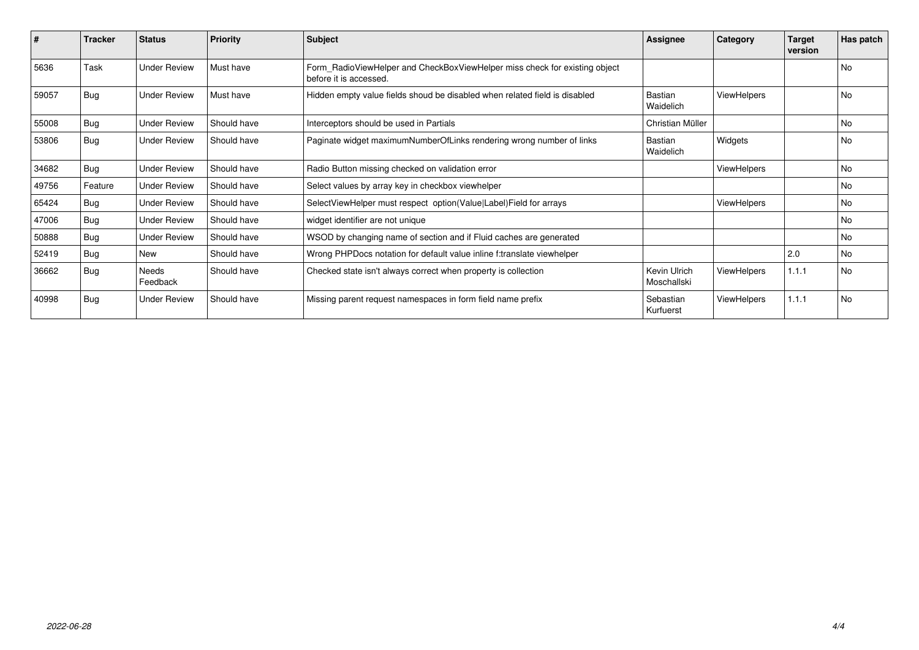| # | Tracker | Status | Priority | Subject | Assignee | Category | Target version | Has patch |
|---|---|---|---|---|---|---|---|---|
| 5636 | Task | Under Review | Must have | Form_RadioViewHelper and CheckBoxViewHelper miss check for existing object before it is accessed. | | | | No |
| 59057 | Bug | Under Review | Must have | Hidden empty value fields shoud be disabled when related field is disabled | Bastian Waidelich | ViewHelpers | | No |
| 55008 | Bug | Under Review | Should have | Interceptors should be used in Partials | Christian Müller | | | No |
| 53806 | Bug | Under Review | Should have | Paginate widget maximumNumberOfLinks rendering wrong number of links | Bastian Waidelich | Widgets | | No |
| 34682 | Bug | Under Review | Should have | Radio Button missing checked on validation error | | ViewHelpers | | No |
| 49756 | Feature | Under Review | Should have | Select values by array key in checkbox viewhelper | | | | No |
| 65424 | Bug | Under Review | Should have | SelectViewHelper must respect option(Value\|Label)Field for arrays | | ViewHelpers | | No |
| 47006 | Bug | Under Review | Should have | widget identifier are not unique | | | | No |
| 50888 | Bug | Under Review | Should have | WSOD by changing name of section and if Fluid caches are generated | | | | No |
| 52419 | Bug | New | Should have | Wrong PHPDocs notation for default value inline f:translate viewhelper | | | 2.0 | No |
| 36662 | Bug | Needs Feedback | Should have | Checked state isn't always correct when property is collection | Kevin Ulrich Moschallski | ViewHelpers | 1.1.1 | No |
| 40998 | Bug | Under Review | Should have | Missing parent request namespaces in form field name prefix | Sebastian Kurfuerst | ViewHelpers | 1.1.1 | No |